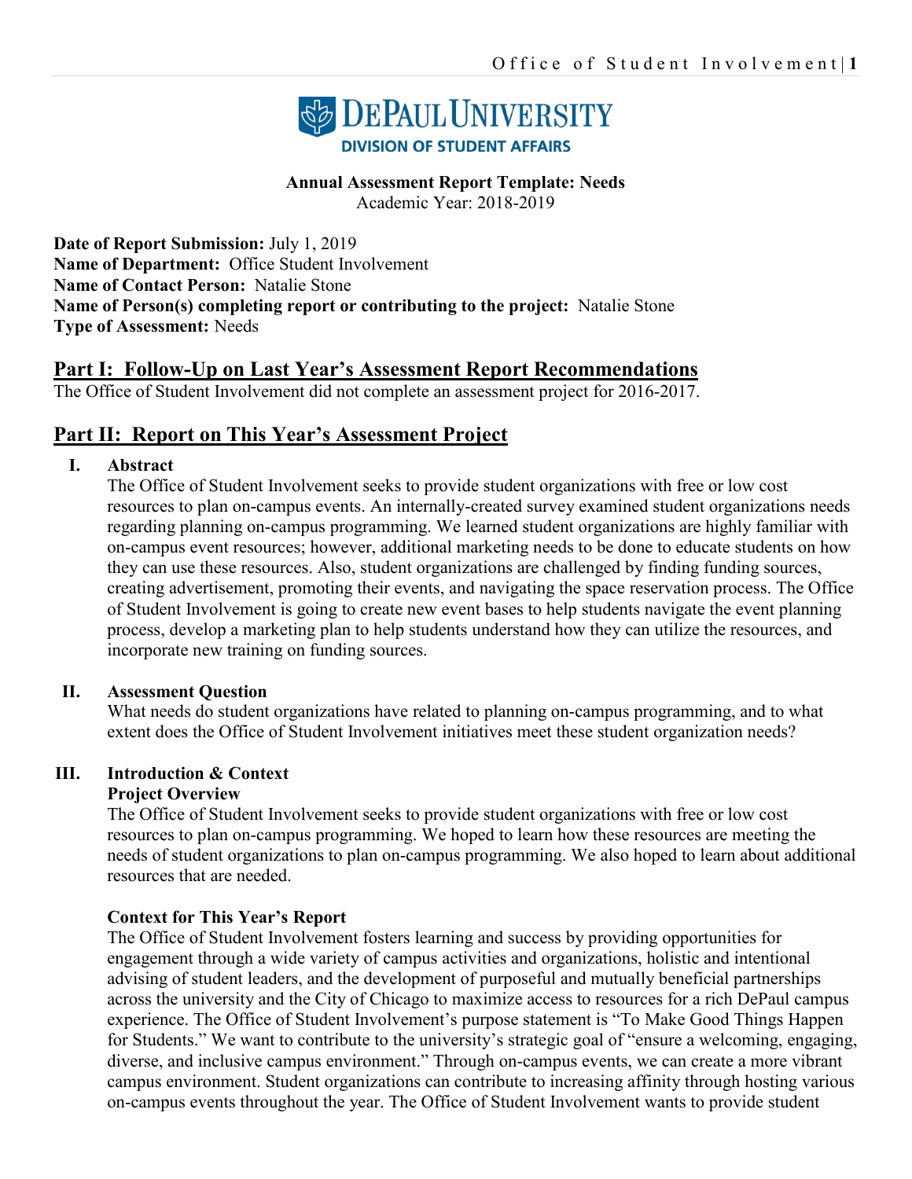DEPAUL UNIVERSITY
DIVISION OF STUDENT AFFAIRS

**Annual Assessment Report Template: Needs**
Academic Year: 2018-2019

**Date of Report Submission:** July 1, 2019
**Name of Department:** Office Student Involvement
**Name of Contact Person:** Natalie Stone
**Name of Person(s) completing report or contributing to the project:** Natalie Stone
**Type of Assessment:** Needs

## Part I: Follow-Up on Last Year's Assessment Report Recommendations

The Office of Student Involvement did not complete an assessment project for 2016-2017.

## Part II: Report on This Year's Assessment Project

### I. Abstract

The Office of Student Involvement seeks to provide student organizations with free or low cost resources to plan on-campus events. An internally-created survey examined student organizations needs regarding planning on-campus programming. We learned student organizations are highly familiar with on-campus event resources; however, additional marketing needs to be done to educate students on how they can use these resources. Also, student organizations are challenged by finding funding sources, creating advertisement, promoting their events, and navigating the space reservation process. The Office of Student Involvement is going to create new event bases to help students navigate the event planning process, develop a marketing plan to help students understand how they can utilize the resources, and incorporate new training on funding sources.

### II. Assessment Question

What needs do student organizations have related to planning on-campus programming, and to what extent does the Office of Student Involvement initiatives meet these student organization needs?

### III. Introduction & Context

**Project Overview**

The Office of Student Involvement seeks to provide student organizations with free or low cost resources to plan on-campus programming. We hoped to learn how these resources are meeting the needs of student organizations to plan on-campus programming. We also hoped to learn about additional resources that are needed.

**Context for This Year's Report**

The Office of Student Involvement fosters learning and success by providing opportunities for engagement through a wide variety of campus activities and organizations, holistic and intentional advising of student leaders, and the development of purposeful and mutually beneficial partnerships across the university and the City of Chicago to maximize access to resources for a rich DePaul campus experience. The Office of Student Involvement's purpose statement is "To Make Good Things Happen for Students." We want to contribute to the university's strategic goal of "ensure a welcoming, engaging, diverse, and inclusive campus environment." Through on-campus events, we can create a more vibrant campus environment. Student organizations can contribute to increasing affinity through hosting various on-campus events throughout the year. The Office of Student Involvement wants to provide student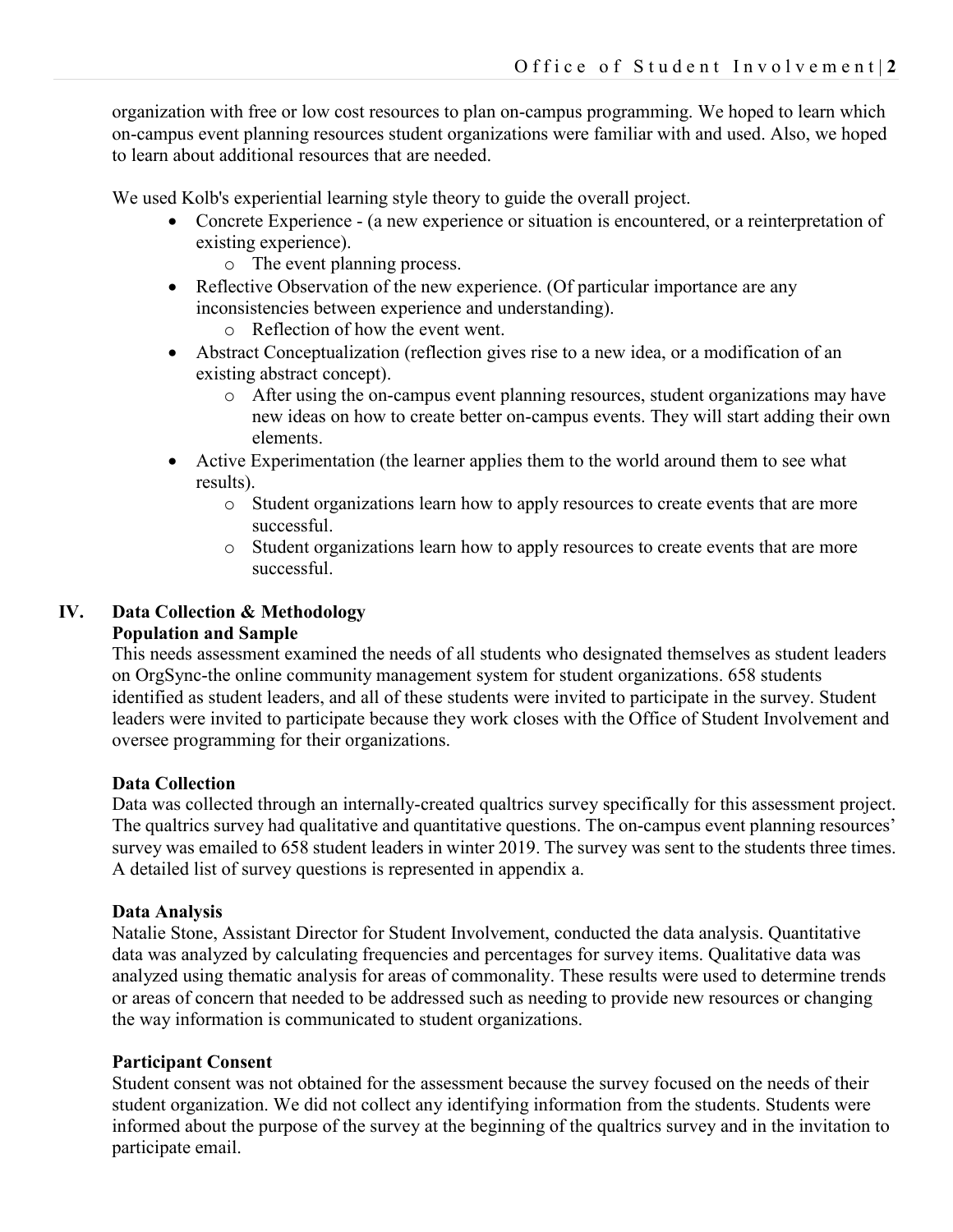organization with free or low cost resources to plan on-campus programming. We hoped to learn which on-campus event planning resources student organizations were familiar with and used. Also, we hoped to learn about additional resources that are needed.

We used Kolb's experiential learning style theory to guide the overall project.

- Concrete Experience - (a new experience or situation is encountered, or a reinterpretation of existing experience).
  - The event planning process.
- Reflective Observation of the new experience. (Of particular importance are any inconsistencies between experience and understanding).
  - Reflection of how the event went.
- Abstract Conceptualization (reflection gives rise to a new idea, or a modification of an existing abstract concept).
  - After using the on-campus event planning resources, student organizations may have new ideas on how to create better on-campus events. They will start adding their own elements.
- Active Experimentation (the learner applies them to the world around them to see what results).
  - Student organizations learn how to apply resources to create events that are more successful.
  - Student organizations learn how to apply resources to create events that are more successful.

## IV. Data Collection & Methodology

### Population and Sample

This needs assessment examined the needs of all students who designated themselves as student leaders on OrgSync-the online community management system for student organizations. 658 students identified as student leaders, and all of these students were invited to participate in the survey. Student leaders were invited to participate because they work closes with the Office of Student Involvement and oversee programming for their organizations.

### Data Collection

Data was collected through an internally-created qualtrics survey specifically for this assessment project. The qualtrics survey had qualitative and quantitative questions. The on-campus event planning resources' survey was emailed to 658 student leaders in winter 2019. The survey was sent to the students three times. A detailed list of survey questions is represented in appendix a.

### Data Analysis

Natalie Stone, Assistant Director for Student Involvement, conducted the data analysis. Quantitative data was analyzed by calculating frequencies and percentages for survey items. Qualitative data was analyzed using thematic analysis for areas of commonality. These results were used to determine trends or areas of concern that needed to be addressed such as needing to provide new resources or changing the way information is communicated to student organizations.

### Participant Consent

Student consent was not obtained for the assessment because the survey focused on the needs of their student organization. We did not collect any identifying information from the students. Students were informed about the purpose of the survey at the beginning of the qualtrics survey and in the invitation to participate email.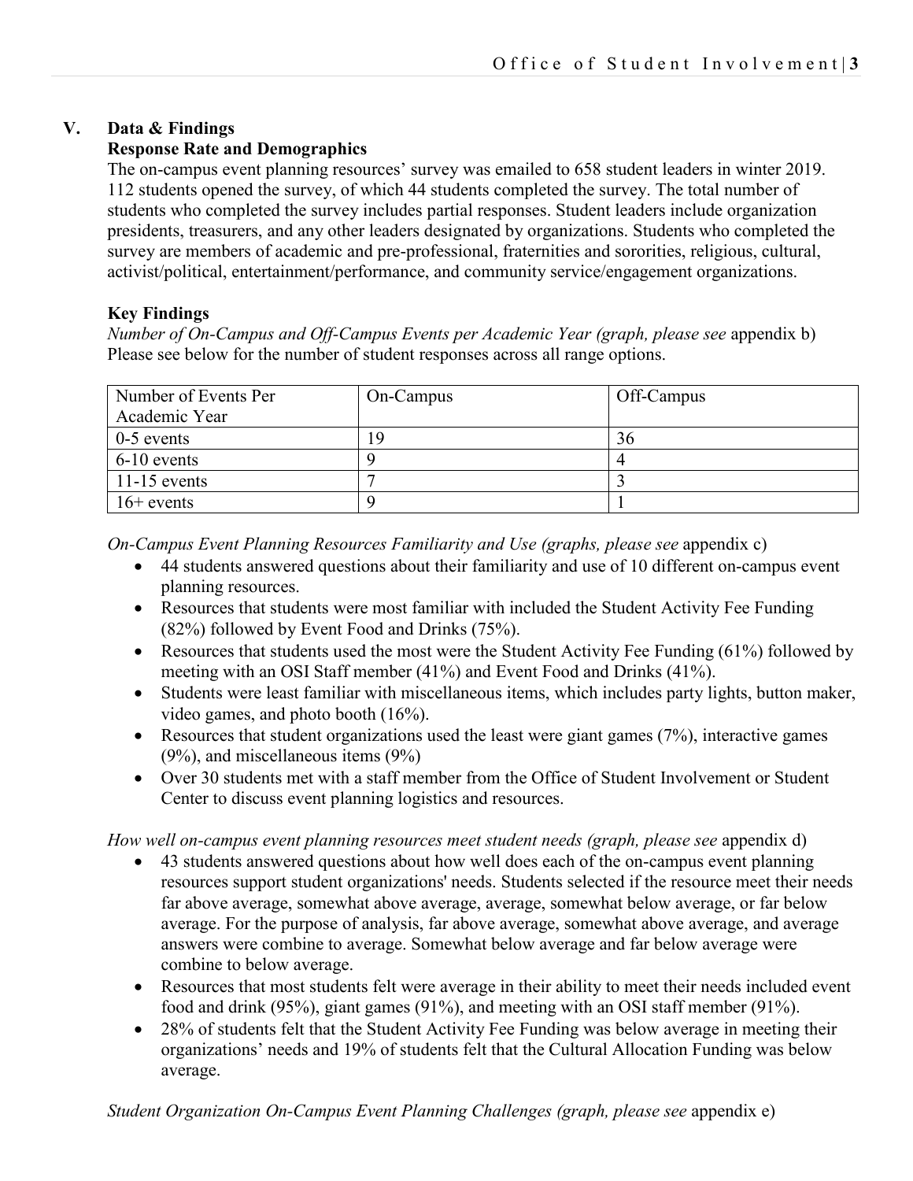## V. Data & Findings

### Response Rate and Demographics

The on-campus event planning resources' survey was emailed to 658 student leaders in winter 2019. 112 students opened the survey, of which 44 students completed the survey. The total number of students who completed the survey includes partial responses. Student leaders include organization presidents, treasurers, and any other leaders designated by organizations. Students who completed the survey are members of academic and pre-professional, fraternities and sororities, religious, cultural, activist/political, entertainment/performance, and community service/engagement organizations.

### Key Findings

*Number of On-Campus and Off-Campus Events per Academic Year (graph, please see* appendix b)
Please see below for the number of student responses across all range options.

| Number of Events Per Academic Year | On-Campus | Off-Campus |
|---|---|---|
| 0-5 events | 19 | 36 |
| 6-10 events | 9 | 4 |
| 11-15 events | 7 | 3 |
| 16+ events | 9 | 1 |

*On-Campus Event Planning Resources Familiarity and Use (graphs, please see* appendix c)

- 44 students answered questions about their familiarity and use of 10 different on-campus event planning resources.
- Resources that students were most familiar with included the Student Activity Fee Funding (82%) followed by Event Food and Drinks (75%).
- Resources that students used the most were the Student Activity Fee Funding (61%) followed by meeting with an OSI Staff member (41%) and Event Food and Drinks (41%).
- Students were least familiar with miscellaneous items, which includes party lights, button maker, video games, and photo booth (16%).
- Resources that student organizations used the least were giant games (7%), interactive games (9%), and miscellaneous items (9%)
- Over 30 students met with a staff member from the Office of Student Involvement or Student Center to discuss event planning logistics and resources.

*How well on-campus event planning resources meet student needs (graph, please see* appendix d)

- 43 students answered questions about how well does each of the on-campus event planning resources support student organizations' needs. Students selected if the resource meet their needs far above average, somewhat above average, average, somewhat below average, or far below average. For the purpose of analysis, far above average, somewhat above average, and average answers were combine to average. Somewhat below average and far below average were combine to below average.
- Resources that most students felt were average in their ability to meet their needs included event food and drink (95%), giant games (91%), and meeting with an OSI staff member (91%).
- 28% of students felt that the Student Activity Fee Funding was below average in meeting their organizations' needs and 19% of students felt that the Cultural Allocation Funding was below average.

*Student Organization On-Campus Event Planning Challenges (graph, please see* appendix e)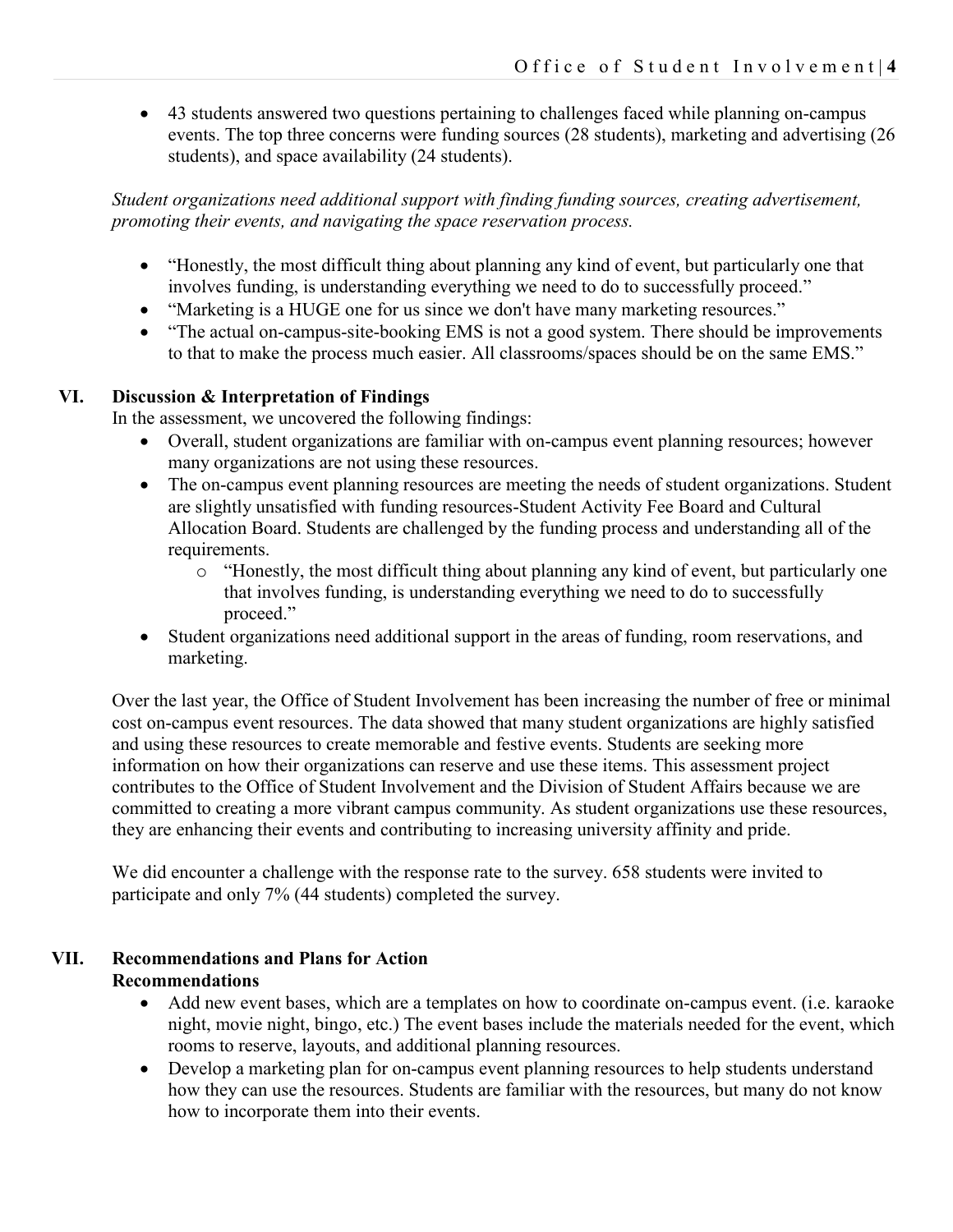- 43 students answered two questions pertaining to challenges faced while planning on-campus events. The top three concerns were funding sources (28 students), marketing and advertising (26 students), and space availability (24 students).

*Student organizations need additional support with finding funding sources, creating advertisement, promoting their events, and navigating the space reservation process.*

- "Honestly, the most difficult thing about planning any kind of event, but particularly one that involves funding, is understanding everything we need to do to successfully proceed."
- "Marketing is a HUGE one for us since we don't have many marketing resources."
- "The actual on-campus-site-booking EMS is not a good system. There should be improvements to that to make the process much easier. All classrooms/spaces should be on the same EMS."

## VI. Discussion & Interpretation of Findings

In the assessment, we uncovered the following findings:

- Overall, student organizations are familiar with on-campus event planning resources; however many organizations are not using these resources.
- The on-campus event planning resources are meeting the needs of student organizations. Student are slightly unsatisfied with funding resources-Student Activity Fee Board and Cultural Allocation Board. Students are challenged by the funding process and understanding all of the requirements.
  - "Honestly, the most difficult thing about planning any kind of event, but particularly one that involves funding, is understanding everything we need to do to successfully proceed."
- Student organizations need additional support in the areas of funding, room reservations, and marketing.

Over the last year, the Office of Student Involvement has been increasing the number of free or minimal cost on-campus event resources. The data showed that many student organizations are highly satisfied and using these resources to create memorable and festive events. Students are seeking more information on how their organizations can reserve and use these items. This assessment project contributes to the Office of Student Involvement and the Division of Student Affairs because we are committed to creating a more vibrant campus community. As student organizations use these resources, they are enhancing their events and contributing to increasing university affinity and pride.

We did encounter a challenge with the response rate to the survey. 658 students were invited to participate and only 7% (44 students) completed the survey.

## VII. Recommendations and Plans for Action

### Recommendations

- Add new event bases, which are a templates on how to coordinate on-campus event. (i.e. karaoke night, movie night, bingo, etc.) The event bases include the materials needed for the event, which rooms to reserve, layouts, and additional planning resources.
- Develop a marketing plan for on-campus event planning resources to help students understand how they can use the resources. Students are familiar with the resources, but many do not know how to incorporate them into their events.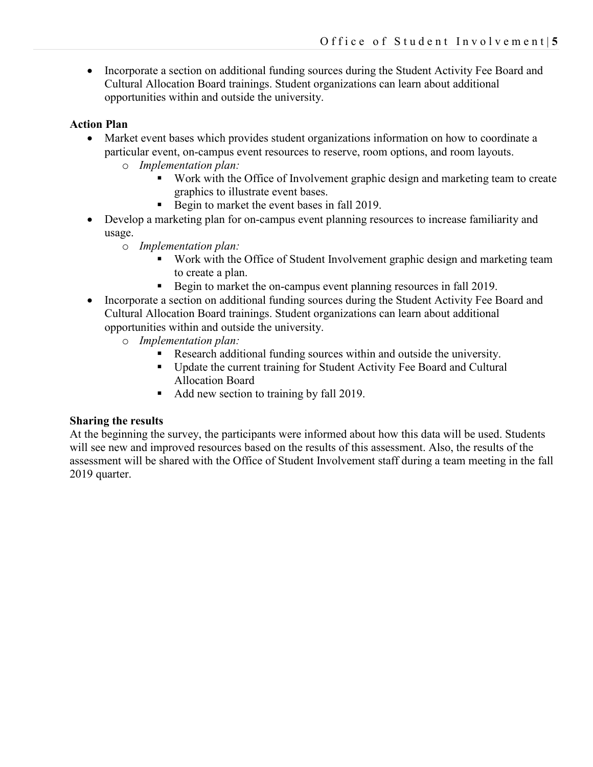- Incorporate a section on additional funding sources during the Student Activity Fee Board and Cultural Allocation Board trainings. Student organizations can learn about additional opportunities within and outside the university.

**Action Plan**

- Market event bases which provides student organizations information on how to coordinate a particular event, on-campus event resources to reserve, room options, and room layouts.
  - *Implementation plan:*
    - Work with the Office of Involvement graphic design and marketing team to create graphics to illustrate event bases.
    - Begin to market the event bases in fall 2019.
- Develop a marketing plan for on-campus event planning resources to increase familiarity and usage.
  - *Implementation plan:*
    - Work with the Office of Student Involvement graphic design and marketing team to create a plan.
    - Begin to market the on-campus event planning resources in fall 2019.
- Incorporate a section on additional funding sources during the Student Activity Fee Board and Cultural Allocation Board trainings. Student organizations can learn about additional opportunities within and outside the university.
  - *Implementation plan:*
    - Research additional funding sources within and outside the university.
    - Update the current training for Student Activity Fee Board and Cultural Allocation Board
    - Add new section to training by fall 2019.

**Sharing the results**

At the beginning the survey, the participants were informed about how this data will be used. Students will see new and improved resources based on the results of this assessment. Also, the results of the assessment will be shared with the Office of Student Involvement staff during a team meeting in the fall 2019 quarter.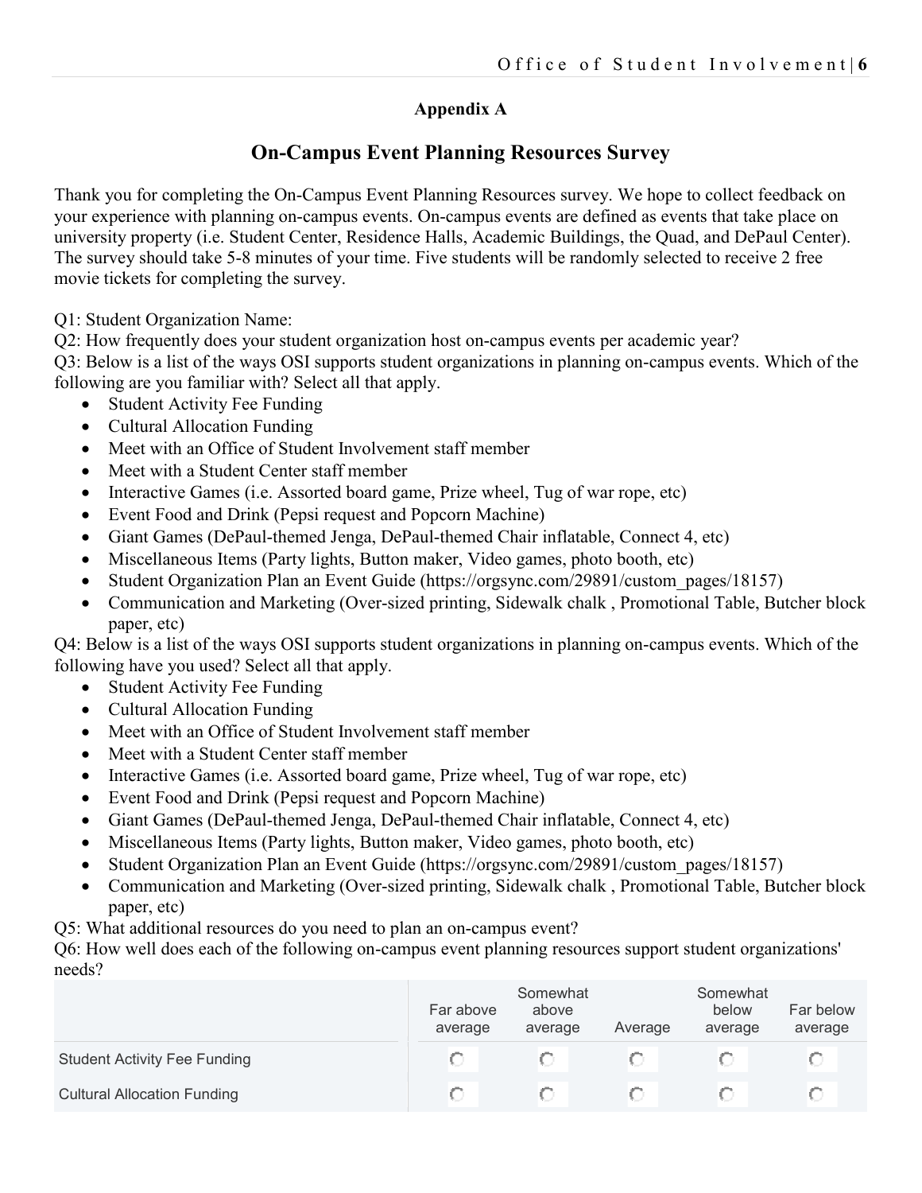## Appendix A

# On-Campus Event Planning Resources Survey

Thank you for completing the On-Campus Event Planning Resources survey. We hope to collect feedback on your experience with planning on-campus events. On-campus events are defined as events that take place on university property (i.e. Student Center, Residence Halls, Academic Buildings, the Quad, and DePaul Center). The survey should take 5-8 minutes of your time. Five students will be randomly selected to receive 2 free movie tickets for completing the survey.

Q1: Student Organization Name:

Q2: How frequently does your student organization host on-campus events per academic year?

Q3: Below is a list of the ways OSI supports student organizations in planning on-campus events. Which of the following are you familiar with? Select all that apply.

- Student Activity Fee Funding
- Cultural Allocation Funding
- Meet with an Office of Student Involvement staff member
- Meet with a Student Center staff member
- Interactive Games (i.e. Assorted board game, Prize wheel, Tug of war rope, etc)
- Event Food and Drink (Pepsi request and Popcorn Machine)
- Giant Games (DePaul-themed Jenga, DePaul-themed Chair inflatable, Connect 4, etc)
- Miscellaneous Items (Party lights, Button maker, Video games, photo booth, etc)
- Student Organization Plan an Event Guide (https://orgsync.com/29891/custom_pages/18157)
- Communication and Marketing (Over-sized printing, Sidewalk chalk , Promotional Table, Butcher block paper, etc)

Q4: Below is a list of the ways OSI supports student organizations in planning on-campus events. Which of the following have you used? Select all that apply.

- Student Activity Fee Funding
- Cultural Allocation Funding
- Meet with an Office of Student Involvement staff member
- Meet with a Student Center staff member
- Interactive Games (i.e. Assorted board game, Prize wheel, Tug of war rope, etc)
- Event Food and Drink (Pepsi request and Popcorn Machine)
- Giant Games (DePaul-themed Jenga, DePaul-themed Chair inflatable, Connect 4, etc)
- Miscellaneous Items (Party lights, Button maker, Video games, photo booth, etc)
- Student Organization Plan an Event Guide (https://orgsync.com/29891/custom_pages/18157)
- Communication and Marketing (Over-sized printing, Sidewalk chalk , Promotional Table, Butcher block paper, etc)

Q5: What additional resources do you need to plan an on-campus event?

Q6: How well does each of the following on-campus event planning resources support student organizations' needs?

| | Far above average | Somewhat above average | Average | Somewhat below average | Far below average |
|---|---|---|---|---|---|
| Student Activity Fee Funding | ○ | ○ | ○ | ○ | ○ |
| Cultural Allocation Funding | ○ | ○ | ○ | ○ | ○ |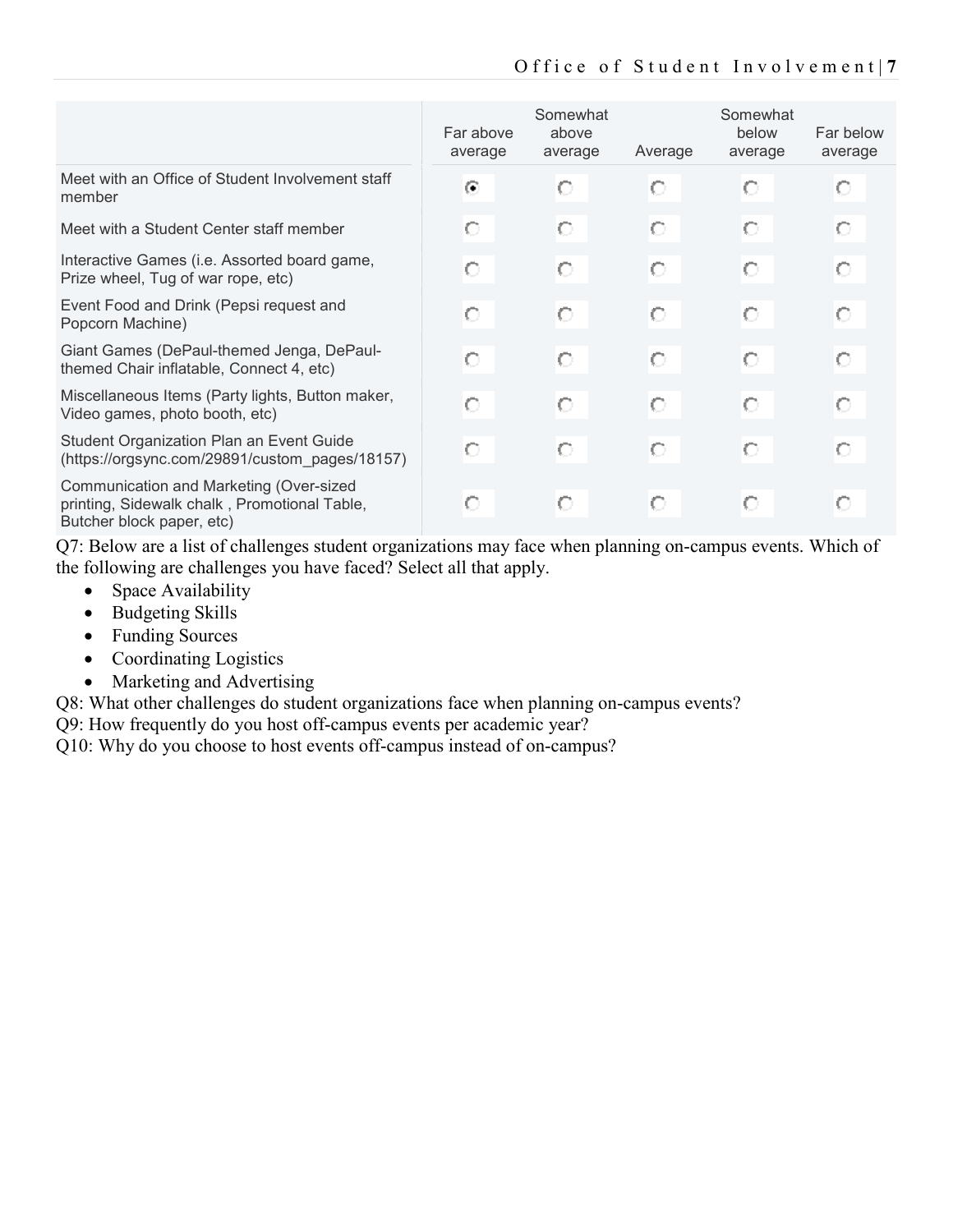| | Far above average | Somewhat above average | Average | Somewhat below average | Far below average |
|---|---|---|---|---|---|
| Meet with an Office of Student Involvement staff member | ◉ | ○ | ○ | ○ | ○ |
| Meet with a Student Center staff member | ○ | ○ | ○ | ○ | ○ |
| Interactive Games (i.e. Assorted board game, Prize wheel, Tug of war rope, etc) | ○ | ○ | ○ | ○ | ○ |
| Event Food and Drink (Pepsi request and Popcorn Machine) | ○ | ○ | ○ | ○ | ○ |
| Giant Games (DePaul-themed Jenga, DePaul-themed Chair inflatable, Connect 4, etc) | ○ | ○ | ○ | ○ | ○ |
| Miscellaneous Items (Party lights, Button maker, Video games, photo booth, etc) | ○ | ○ | ○ | ○ | ○ |
| Student Organization Plan an Event Guide (https://orgsync.com/29891/custom_pages/18157) | ○ | ○ | ○ | ○ | ○ |
| Communication and Marketing (Over-sized printing, Sidewalk chalk , Promotional Table, Butcher block paper, etc) | ○ | ○ | ○ | ○ | ○ |

Q7: Below are a list of challenges student organizations may face when planning on-campus events. Which of the following are challenges you have faced? Select all that apply.

- Space Availability
- Budgeting Skills
- Funding Sources
- Coordinating Logistics
- Marketing and Advertising

Q8: What other challenges do student organizations face when planning on-campus events?

Q9: How frequently do you host off-campus events per academic year?

Q10: Why do you choose to host events off-campus instead of on-campus?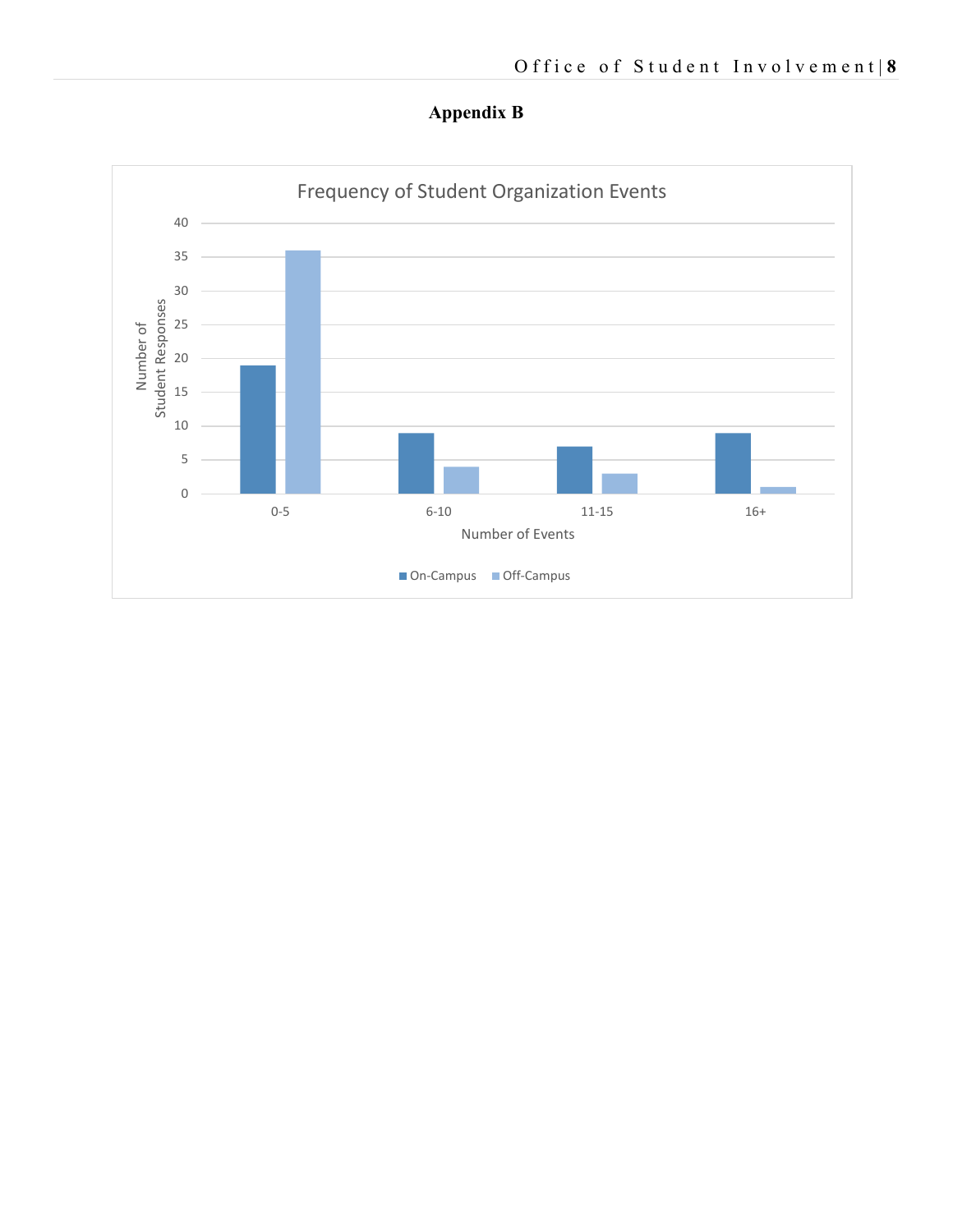# Appendix B

**Frequency of Student Organization Events**

| Number of Events | On-Campus | Off-Campus |
|---|---|---|
| 0-5 | 19 | 36 |
| 6-10 | 9 | 4 |
| 11-15 | 7 | 3 |
| 16+ | 9 | 1 |

Y-axis: Number of Student Responses; X-axis: Number of Events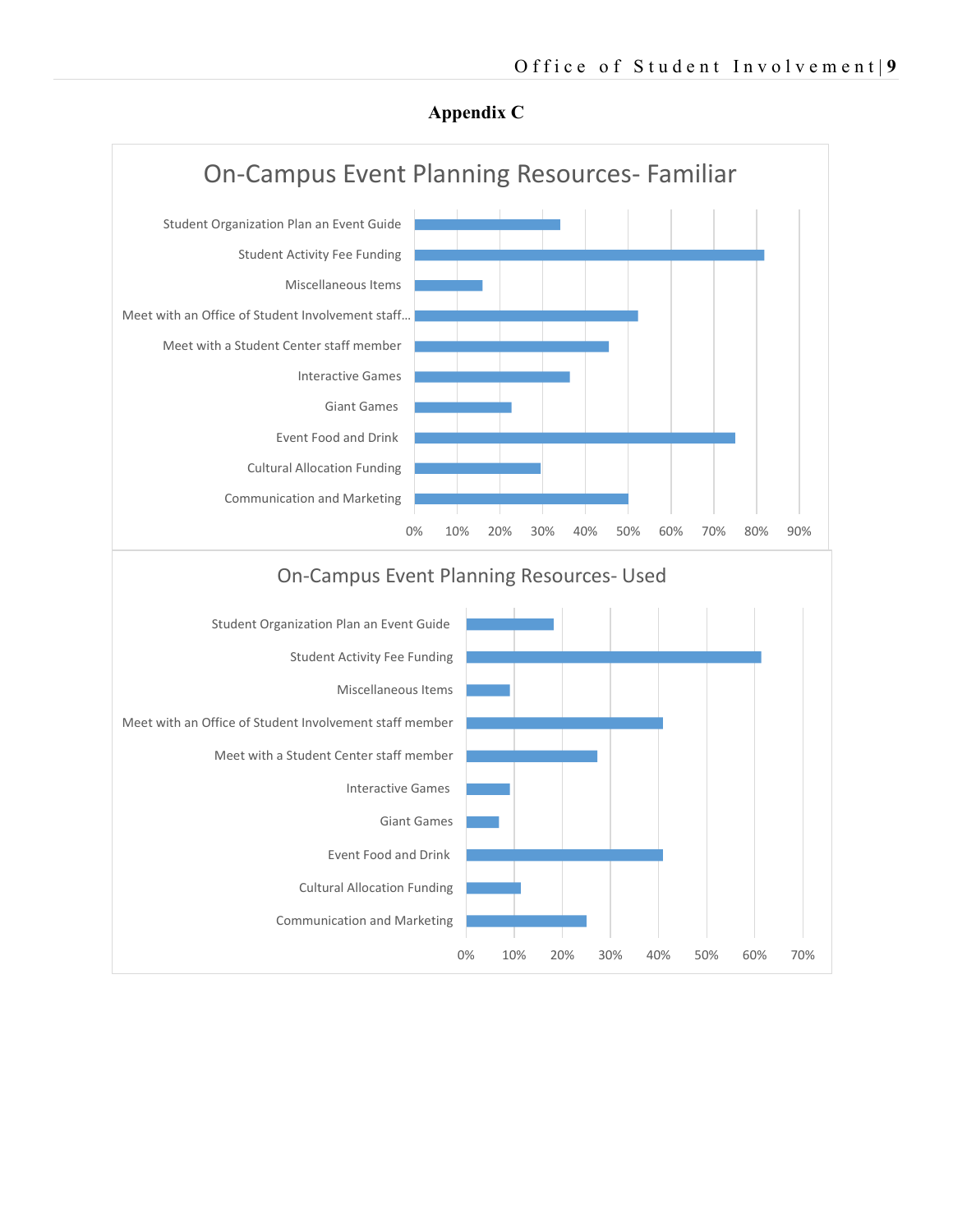**Appendix C**

On-Campus Event Planning Resources- Familiar

Student Organization Plan an Event Guide
Student Activity Fee Funding
Miscellaneous Items
Meet with an Office of Student Involvement staff...
Meet with a Student Center staff member
Interactive Games
Giant Games
Event Food and Drink
Cultural Allocation Funding
Communication and Marketing

0% 10% 20% 30% 40% 50% 60% 70% 80% 90%

On-Campus Event Planning Resources- Used

Student Organization Plan an Event Guide
Student Activity Fee Funding
Miscellaneous Items
Meet with an Office of Student Involvement staff member
Meet with a Student Center staff member
Interactive Games
Giant Games
Event Food and Drink
Cultural Allocation Funding
Communication and Marketing

0% 10% 20% 30% 40% 50% 60% 70%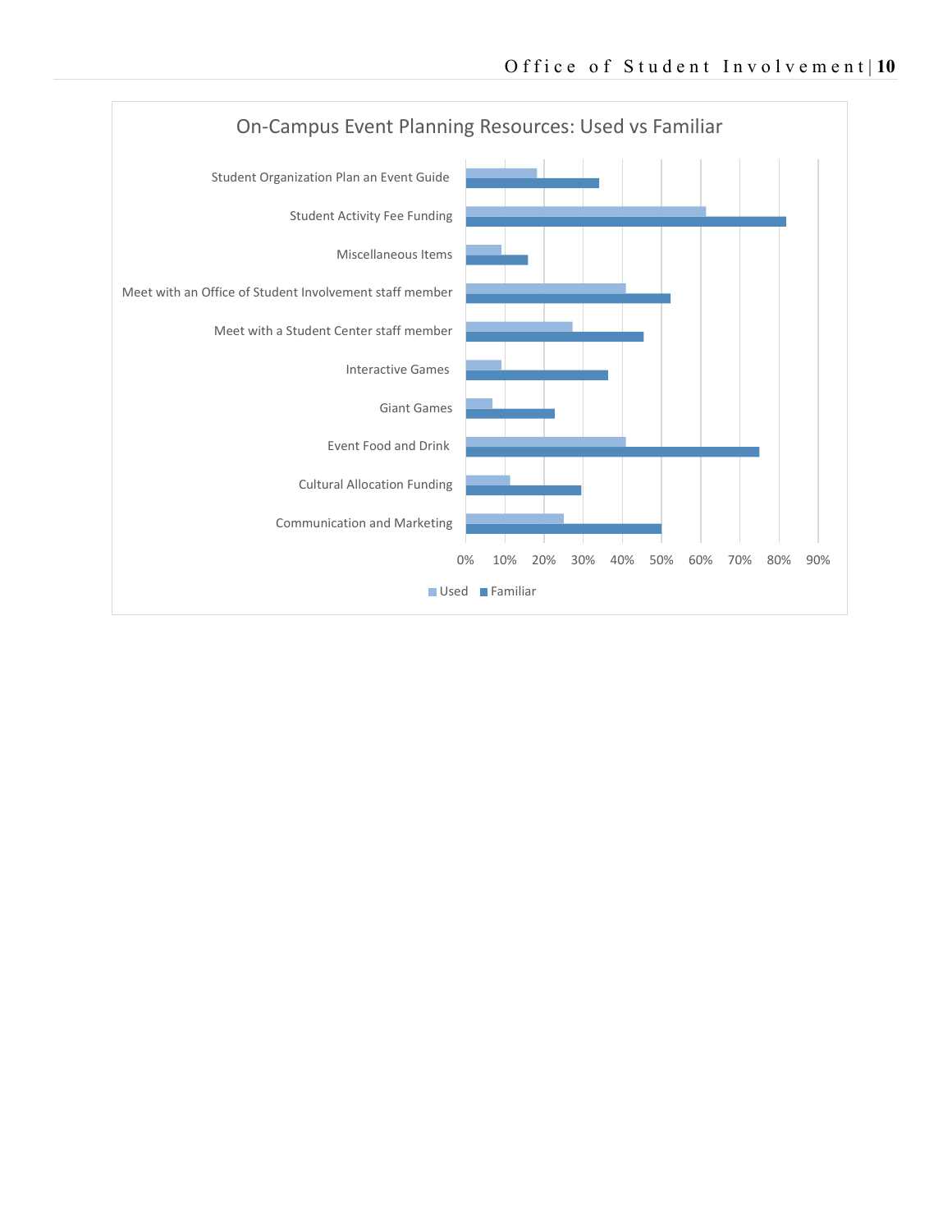## On-Campus Event Planning Resources: Used vs Familiar

| Resource | Used | Familiar |
|---|---|---|
| Student Organization Plan an Event Guide | 18% | 34% |
| Student Activity Fee Funding | 61% | 82% |
| Miscellaneous Items | 9% | 16% |
| Meet with an Office of Student Involvement staff member | 41% | 52% |
| Meet with a Student Center staff member | 27% | 45% |
| Interactive Games | 9% | 36% |
| Giant Games | 7% | 23% |
| Event Food and Drink | 41% | 75% |
| Cultural Allocation Funding | 11% | 30% |
| Communication and Marketing | 25% | 50% |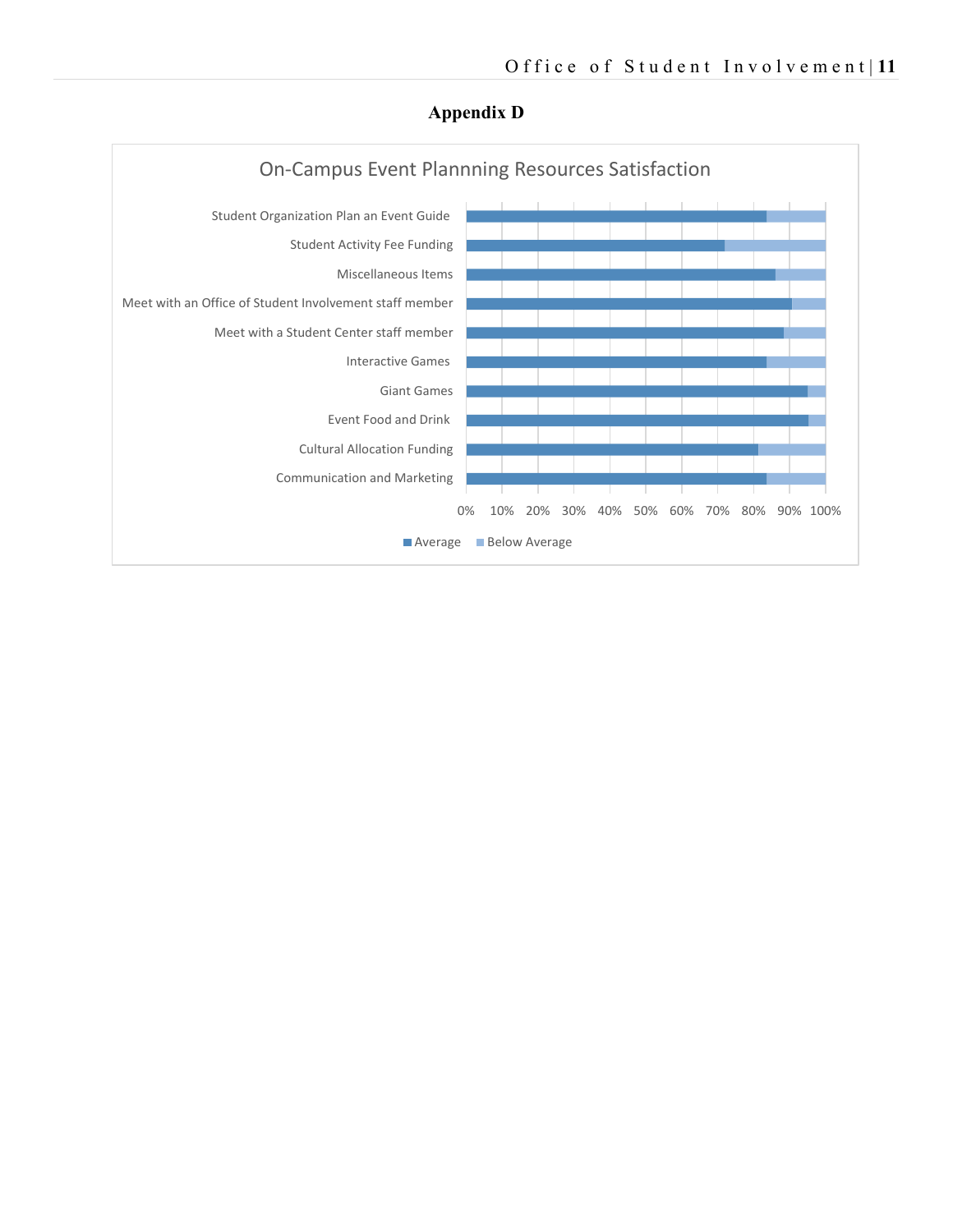## Appendix D

On-Campus Event Plannning Resources Satisfaction

| Resource | Average | Below Average |
|---|---|---|
| Student Organization Plan an Event Guide | ~84% | ~16% |
| Student Activity Fee Funding | ~72% | ~28% |
| Miscellaneous Items | ~86% | ~14% |
| Meet with an Office of Student Involvement staff member | ~91% | ~9% |
| Meet with a Student Center staff member | ~88% | ~12% |
| Interactive Games | ~84% | ~16% |
| Giant Games | ~95% | ~5% |
| Event Food and Drink | ~95% | ~5% |
| Cultural Allocation Funding | ~81% | ~19% |
| Communication and Marketing | ~84% | ~16% |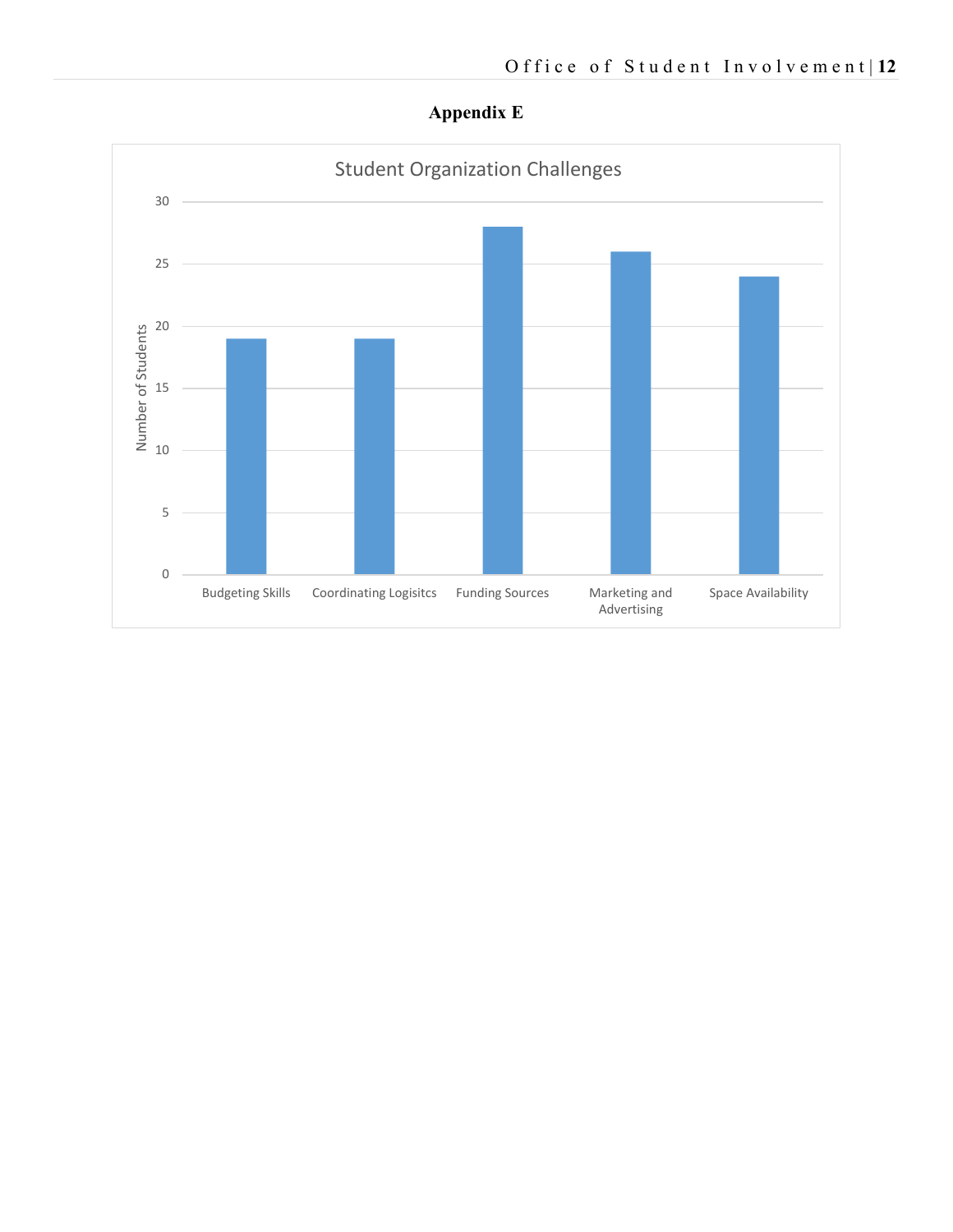# Appendix E

Student Organization Challenges

Number of Students

30

25

20

15

10

5

0

Budgeting Skills

Coordinating Logisitcs

Funding Sources

Marketing and Advertising

Space Availability